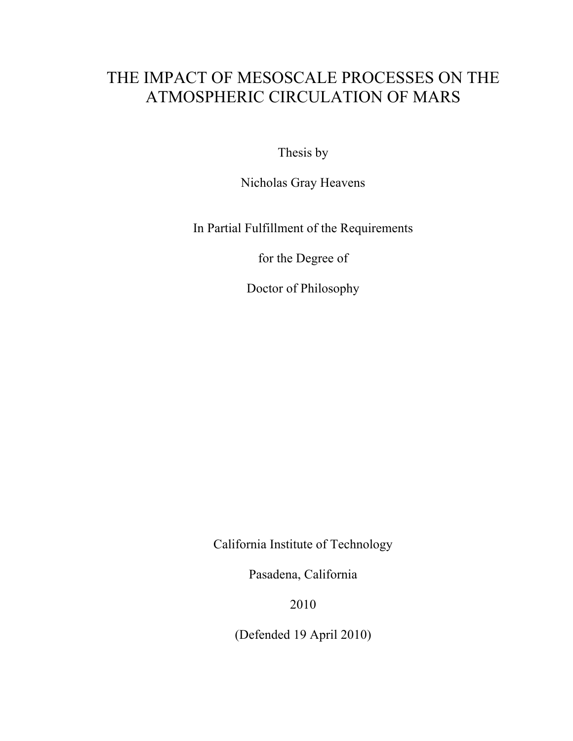# THE IMPACT OF MESOSCALE PROCESSES ON THE ATMOSPHERIC CIRCULATION OF MARS

Thesis by

Nicholas Gray Heavens

In Partial Fulfillment of the Requirements

for the Degree of

Doctor of Philosophy

California Institute of Technology

Pasadena, California

2010

(Defended 19 April 2010)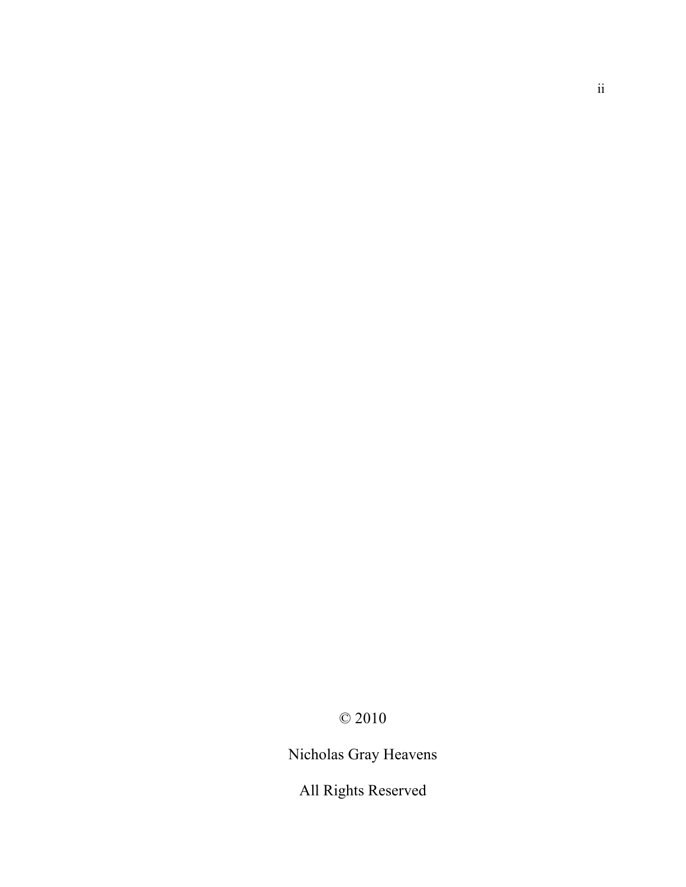© 2010

Nicholas Gray Heavens

All Rights Reserved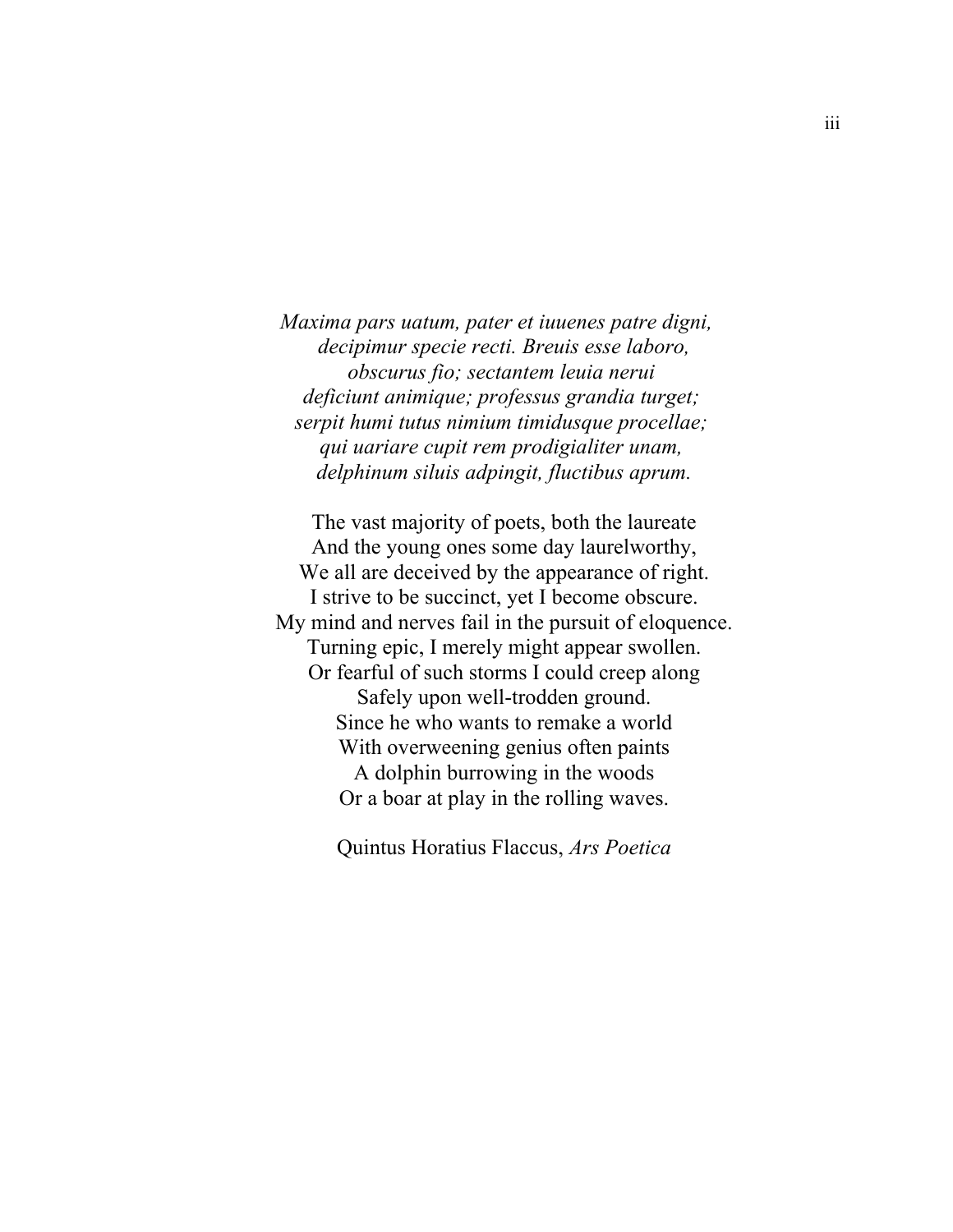*Maxima pars uatum, pater et iuuenes patre digni,*
*decipimur specie recti. Breuis esse laboro,*
*obscurus fio; sectantem leuia nerui*
*deficiunt animique; professus grandia turget;*
*serpit humi tutus nimium timidusque procellae;*
*qui uariare cupit rem prodigialiter unam,*
*delphinum siluis adpingit, fluctibus aprum.*

The vast majority of poets, both the laureate
And the young ones some day laurelworthy,
We all are deceived by the appearance of right.
I strive to be succinct, yet I become obscure.
My mind and nerves fail in the pursuit of eloquence.
Turning epic, I merely might appear swollen.
Or fearful of such storms I could creep along
Safely upon well-trodden ground.
Since he who wants to remake a world
With overweening genius often paints
A dolphin burrowing in the woods
Or a boar at play in the rolling waves.

Quintus Horatius Flaccus, *Ars Poetica*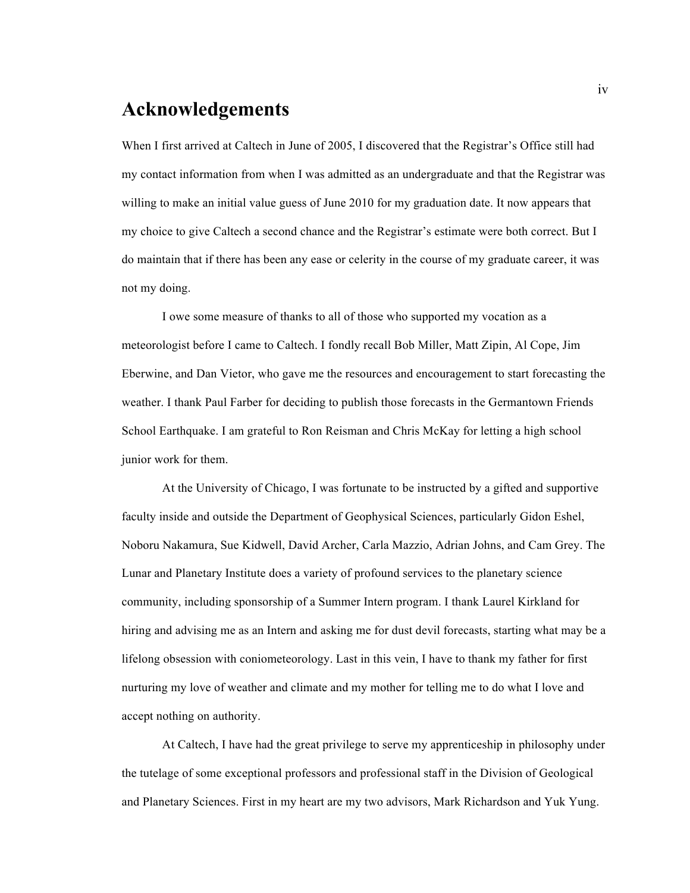# Acknowledgements

When I first arrived at Caltech in June of 2005, I discovered that the Registrar's Office still had my contact information from when I was admitted as an undergraduate and that the Registrar was willing to make an initial value guess of June 2010 for my graduation date. It now appears that my choice to give Caltech a second chance and the Registrar's estimate were both correct. But I do maintain that if there has been any ease or celerity in the course of my graduate career, it was not my doing.

I owe some measure of thanks to all of those who supported my vocation as a meteorologist before I came to Caltech. I fondly recall Bob Miller, Matt Zipin, Al Cope, Jim Eberwine, and Dan Vietor, who gave me the resources and encouragement to start forecasting the weather. I thank Paul Farber for deciding to publish those forecasts in the Germantown Friends School Earthquake. I am grateful to Ron Reisman and Chris McKay for letting a high school junior work for them.

At the University of Chicago, I was fortunate to be instructed by a gifted and supportive faculty inside and outside the Department of Geophysical Sciences, particularly Gidon Eshel, Noboru Nakamura, Sue Kidwell, David Archer, Carla Mazzio, Adrian Johns, and Cam Grey. The Lunar and Planetary Institute does a variety of profound services to the planetary science community, including sponsorship of a Summer Intern program. I thank Laurel Kirkland for hiring and advising me as an Intern and asking me for dust devil forecasts, starting what may be a lifelong obsession with coniometeorology. Last in this vein, I have to thank my father for first nurturing my love of weather and climate and my mother for telling me to do what I love and accept nothing on authority.

At Caltech, I have had the great privilege to serve my apprenticeship in philosophy under the tutelage of some exceptional professors and professional staff in the Division of Geological and Planetary Sciences. First in my heart are my two advisors, Mark Richardson and Yuk Yung.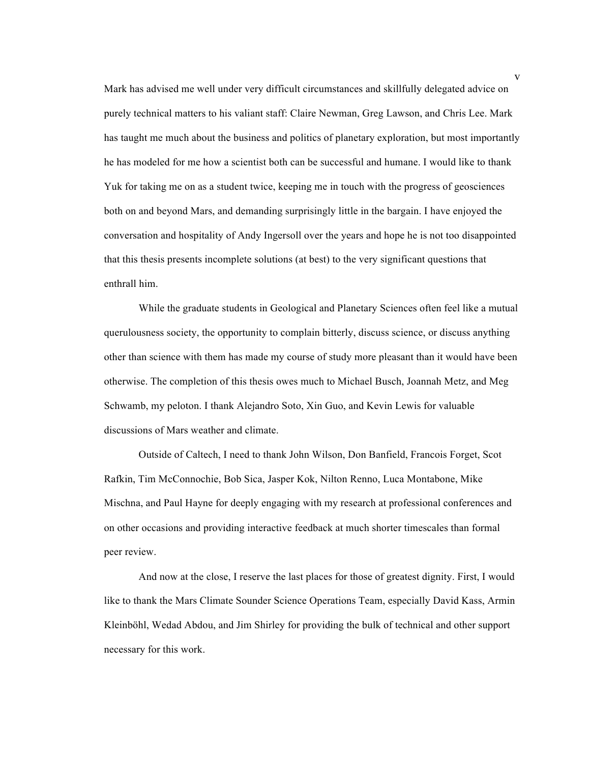Mark has advised me well under very difficult circumstances and skillfully delegated advice on purely technical matters to his valiant staff: Claire Newman, Greg Lawson, and Chris Lee. Mark has taught me much about the business and politics of planetary exploration, but most importantly he has modeled for me how a scientist both can be successful and humane. I would like to thank Yuk for taking me on as a student twice, keeping me in touch with the progress of geosciences both on and beyond Mars, and demanding surprisingly little in the bargain. I have enjoyed the conversation and hospitality of Andy Ingersoll over the years and hope he is not too disappointed that this thesis presents incomplete solutions (at best) to the very significant questions that enthrall him.

While the graduate students in Geological and Planetary Sciences often feel like a mutual querulousness society, the opportunity to complain bitterly, discuss science, or discuss anything other than science with them has made my course of study more pleasant than it would have been otherwise. The completion of this thesis owes much to Michael Busch, Joannah Metz, and Meg Schwamb, my peloton. I thank Alejandro Soto, Xin Guo, and Kevin Lewis for valuable discussions of Mars weather and climate.

Outside of Caltech, I need to thank John Wilson, Don Banfield, Francois Forget, Scot Rafkin, Tim McConnochie, Bob Sica, Jasper Kok, Nilton Renno, Luca Montabone, Mike Mischna, and Paul Hayne for deeply engaging with my research at professional conferences and on other occasions and providing interactive feedback at much shorter timescales than formal peer review.

And now at the close, I reserve the last places for those of greatest dignity. First, I would like to thank the Mars Climate Sounder Science Operations Team, especially David Kass, Armin Kleinböhl, Wedad Abdou, and Jim Shirley for providing the bulk of technical and other support necessary for this work.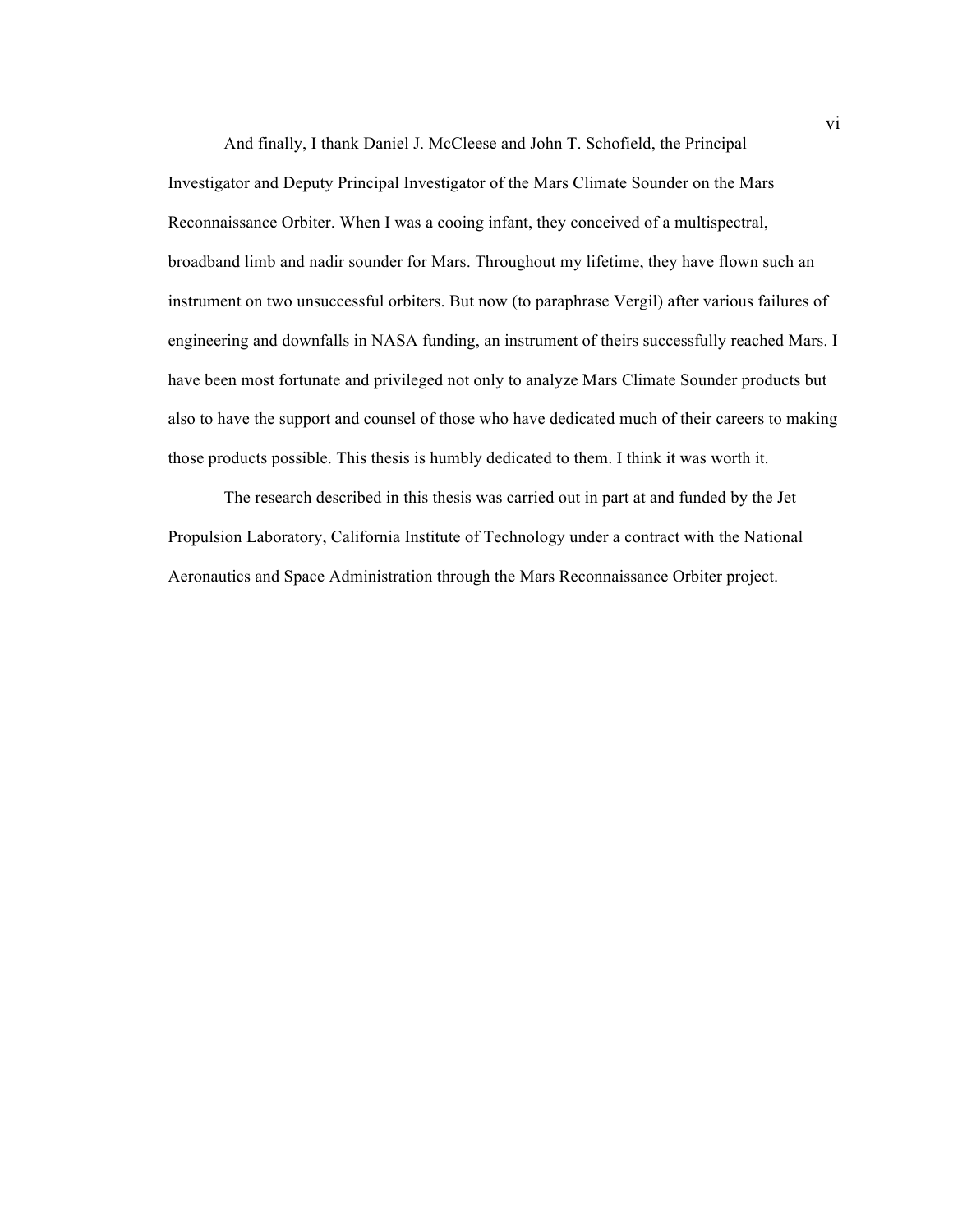And finally, I thank Daniel J. McCleese and John T. Schofield, the Principal Investigator and Deputy Principal Investigator of the Mars Climate Sounder on the Mars Reconnaissance Orbiter. When I was a cooing infant, they conceived of a multispectral, broadband limb and nadir sounder for Mars. Throughout my lifetime, they have flown such an instrument on two unsuccessful orbiters. But now (to paraphrase Vergil) after various failures of engineering and downfalls in NASA funding, an instrument of theirs successfully reached Mars. I have been most fortunate and privileged not only to analyze Mars Climate Sounder products but also to have the support and counsel of those who have dedicated much of their careers to making those products possible. This thesis is humbly dedicated to them. I think it was worth it.

The research described in this thesis was carried out in part at and funded by the Jet Propulsion Laboratory, California Institute of Technology under a contract with the National Aeronautics and Space Administration through the Mars Reconnaissance Orbiter project.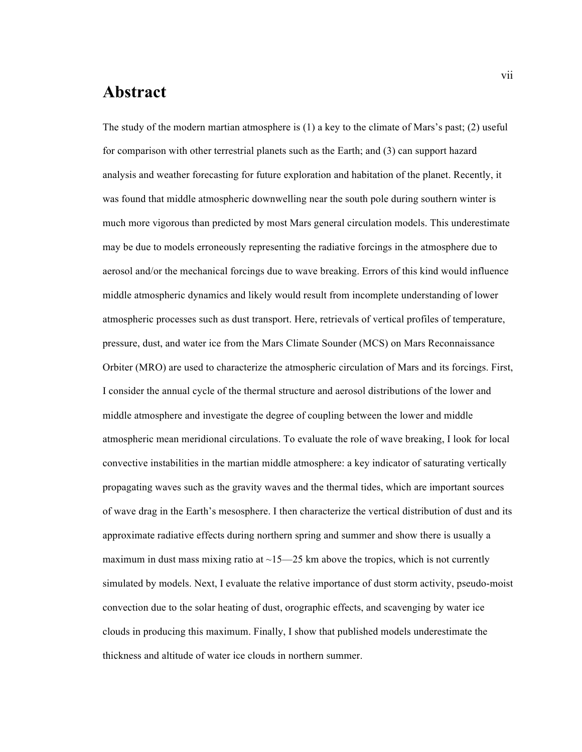# Abstract

The study of the modern martian atmosphere is (1) a key to the climate of Mars's past; (2) useful for comparison with other terrestrial planets such as the Earth; and (3) can support hazard analysis and weather forecasting for future exploration and habitation of the planet. Recently, it was found that middle atmospheric downwelling near the south pole during southern winter is much more vigorous than predicted by most Mars general circulation models. This underestimate may be due to models erroneously representing the radiative forcings in the atmosphere due to aerosol and/or the mechanical forcings due to wave breaking. Errors of this kind would influence middle atmospheric dynamics and likely would result from incomplete understanding of lower atmospheric processes such as dust transport. Here, retrievals of vertical profiles of temperature, pressure, dust, and water ice from the Mars Climate Sounder (MCS) on Mars Reconnaissance Orbiter (MRO) are used to characterize the atmospheric circulation of Mars and its forcings. First, I consider the annual cycle of the thermal structure and aerosol distributions of the lower and middle atmosphere and investigate the degree of coupling between the lower and middle atmospheric mean meridional circulations. To evaluate the role of wave breaking, I look for local convective instabilities in the martian middle atmosphere: a key indicator of saturating vertically propagating waves such as the gravity waves and the thermal tides, which are important sources of wave drag in the Earth's mesosphere. I then characterize the vertical distribution of dust and its approximate radiative effects during northern spring and summer and show there is usually a maximum in dust mass mixing ratio at ~15—25 km above the tropics, which is not currently simulated by models. Next, I evaluate the relative importance of dust storm activity, pseudo-moist convection due to the solar heating of dust, orographic effects, and scavenging by water ice clouds in producing this maximum. Finally, I show that published models underestimate the thickness and altitude of water ice clouds in northern summer.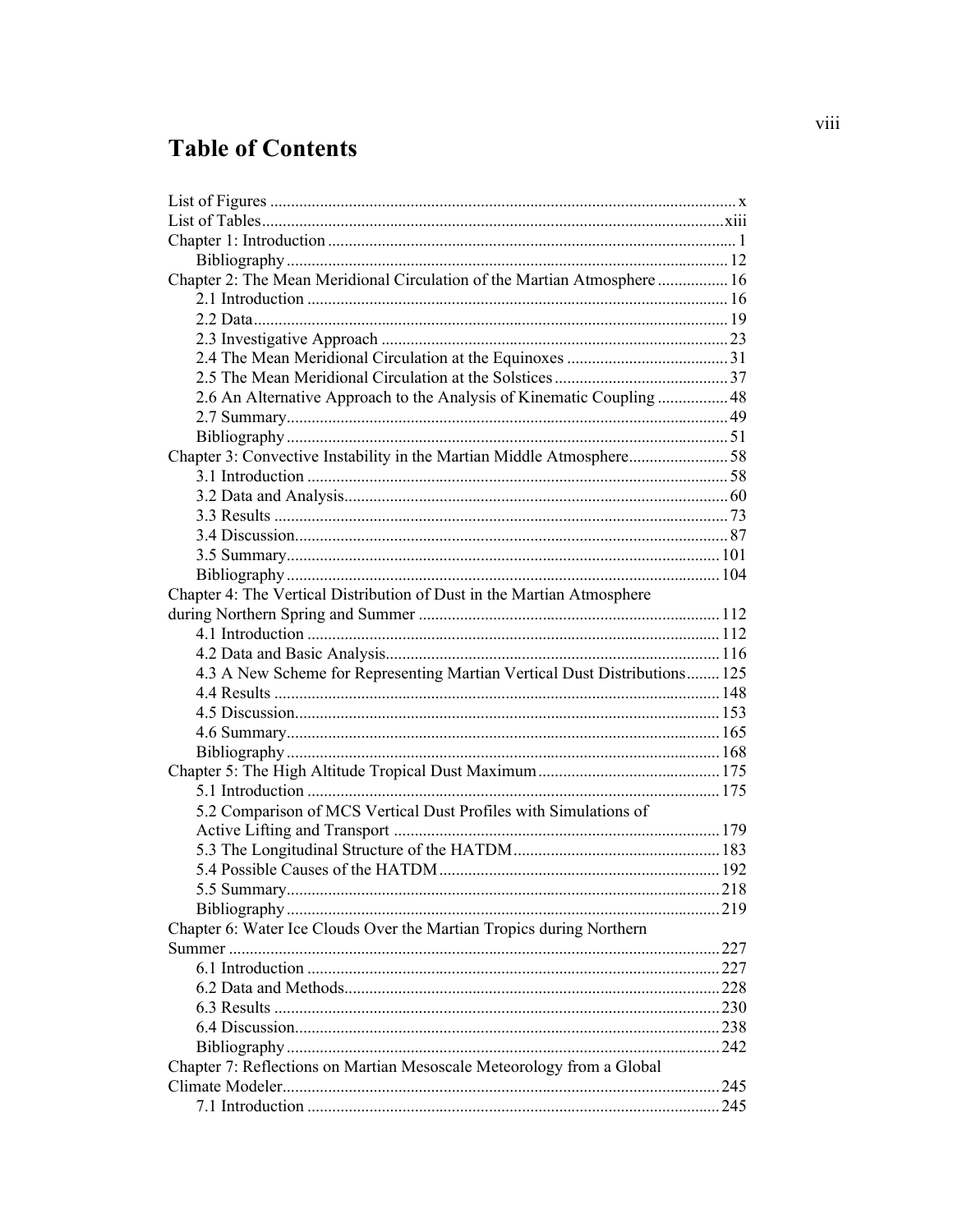# Table of Contents

- List of Figures .......... x
- List of Tables .......... xiii
- Chapter 1: Introduction .......... 1
  - Bibliography .......... 12
- Chapter 2: The Mean Meridional Circulation of the Martian Atmosphere .......... 16
  - 2.1 Introduction .......... 16
  - 2.2 Data .......... 19
  - 2.3 Investigative Approach .......... 23
  - 2.4 The Mean Meridional Circulation at the Equinoxes .......... 31
  - 2.5 The Mean Meridional Circulation at the Solstices .......... 37
  - 2.6 An Alternative Approach to the Analysis of Kinematic Coupling .......... 48
  - 2.7 Summary .......... 49
  - Bibliography .......... 51
- Chapter 3: Convective Instability in the Martian Middle Atmosphere .......... 58
  - 3.1 Introduction .......... 58
  - 3.2 Data and Analysis .......... 60
  - 3.3 Results .......... 73
  - 3.4 Discussion .......... 87
  - 3.5 Summary .......... 101
  - Bibliography .......... 104
- Chapter 4: The Vertical Distribution of Dust in the Martian Atmosphere during Northern Spring and Summer .......... 112
  - 4.1 Introduction .......... 112
  - 4.2 Data and Basic Analysis .......... 116
  - 4.3 A New Scheme for Representing Martian Vertical Dust Distributions .......... 125
  - 4.4 Results .......... 148
  - 4.5 Discussion .......... 153
  - 4.6 Summary .......... 165
  - Bibliography .......... 168
- Chapter 5: The High Altitude Tropical Dust Maximum .......... 175
  - 5.1 Introduction .......... 175
  - 5.2 Comparison of MCS Vertical Dust Profiles with Simulations of Active Lifting and Transport .......... 179
  - 5.3 The Longitudinal Structure of the HATDM .......... 183
  - 5.4 Possible Causes of the HATDM .......... 192
  - 5.5 Summary .......... 218
  - Bibliography .......... 219
- Chapter 6: Water Ice Clouds Over the Martian Tropics during Northern Summer .......... 227
  - 6.1 Introduction .......... 227
  - 6.2 Data and Methods .......... 228
  - 6.3 Results .......... 230
  - 6.4 Discussion .......... 238
  - Bibliography .......... 242
- Chapter 7: Reflections on Martian Mesoscale Meteorology from a Global Climate Modeler .......... 245
  - 7.1 Introduction .......... 245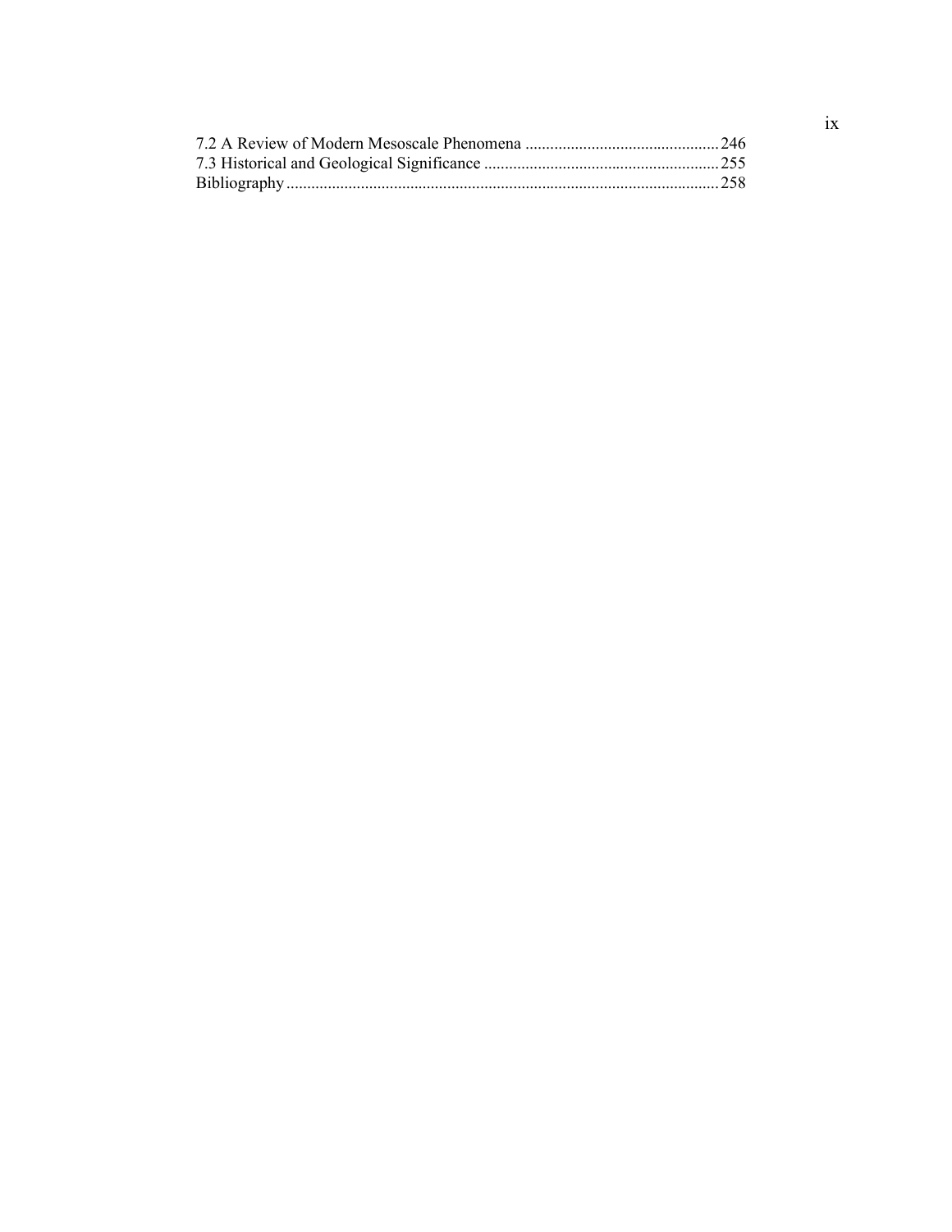7.2 A Review of Modern Mesoscale Phenomena ............................................... 246
7.3 Historical and Geological Significance ......................................................... 255
Bibliography ........................................................................................................ 258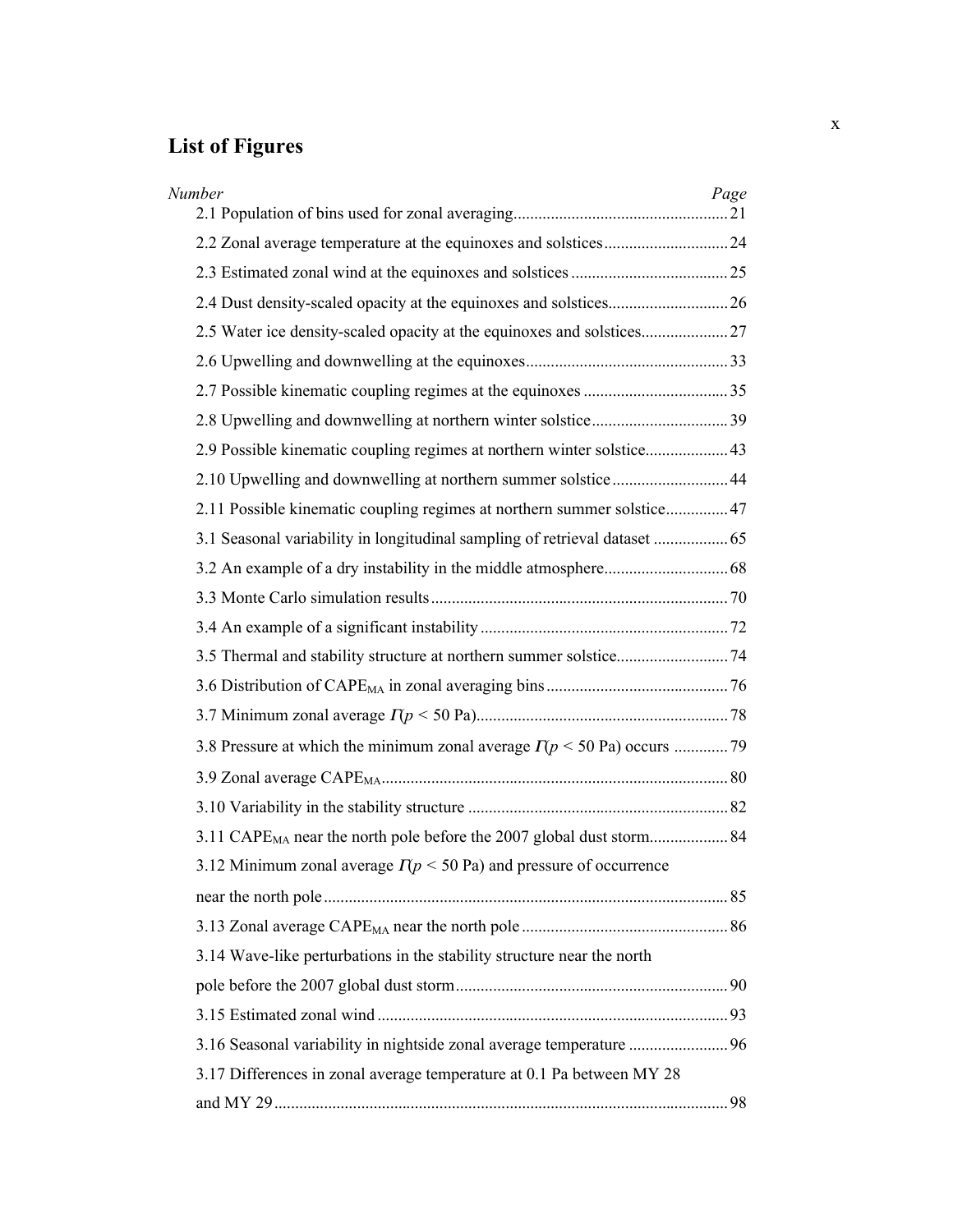## List of Figures

*Number* *Page*

2.1 Population of bins used for zonal averaging .......... 21

2.2 Zonal average temperature at the equinoxes and solstices .......... 24

2.3 Estimated zonal wind at the equinoxes and solstices .......... 25

2.4 Dust density-scaled opacity at the equinoxes and solstices .......... 26

2.5 Water ice density-scaled opacity at the equinoxes and solstices .......... 27

2.6 Upwelling and downwelling at the equinoxes .......... 33

2.7 Possible kinematic coupling regimes at the equinoxes .......... 35

2.8 Upwelling and downwelling at northern winter solstice .......... 39

2.9 Possible kinematic coupling regimes at northern winter solstice .......... 43

2.10 Upwelling and downwelling at northern summer solstice .......... 44

2.11 Possible kinematic coupling regimes at northern summer solstice .......... 47

3.1 Seasonal variability in longitudinal sampling of retrieval dataset .......... 65

3.2 An example of a dry instability in the middle atmosphere .......... 68

3.3 Monte Carlo simulation results .......... 70

3.4 An example of a significant instability .......... 72

3.5 Thermal and stability structure at northern summer solstice .......... 74

3.6 Distribution of $CAPE_{MA}$ in zonal averaging bins .......... 76

3.7 Minimum zonal average $\Gamma(p < 50 \text{ Pa})$ .......... 78

3.8 Pressure at which the minimum zonal average $\Gamma(p < 50 \text{ Pa})$ occurs .......... 79

3.9 Zonal average $CAPE_{MA}$ .......... 80

3.10 Variability in the stability structure .......... 82

3.11 $CAPE_{MA}$ near the north pole before the 2007 global dust storm .......... 84

3.12 Minimum zonal average $\Gamma(p < 50 \text{ Pa})$ and pressure of occurrence near the north pole .......... 85

3.13 Zonal average $CAPE_{MA}$ near the north pole .......... 86

3.14 Wave-like perturbations in the stability structure near the north pole before the 2007 global dust storm .......... 90

3.15 Estimated zonal wind .......... 93

3.16 Seasonal variability in nightside zonal average temperature .......... 96

3.17 Differences in zonal average temperature at 0.1 Pa between MY 28 and MY 29 .......... 98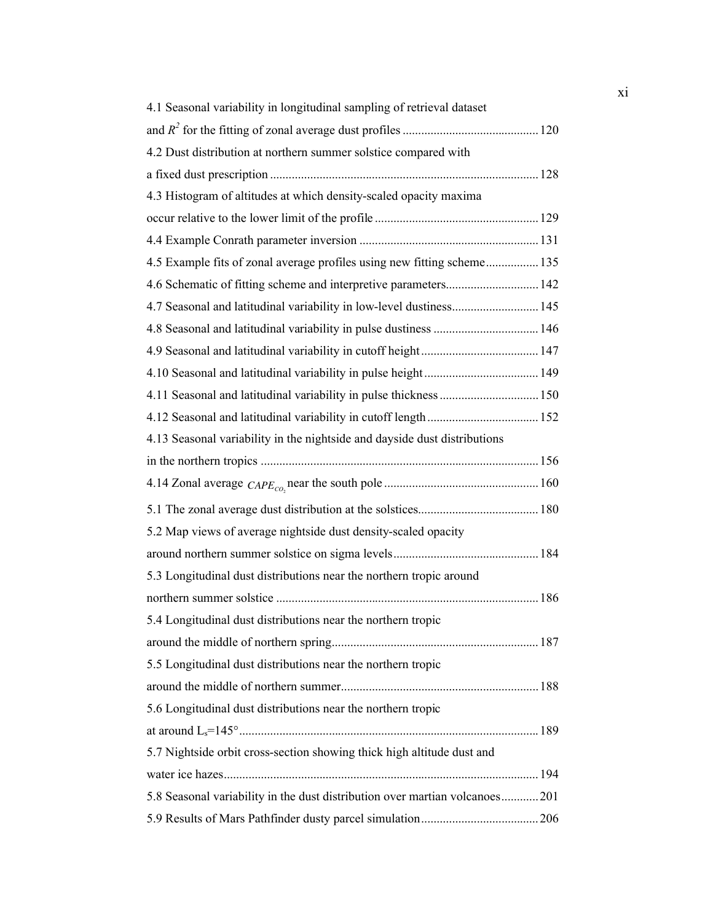4.1 Seasonal variability in longitudinal sampling of retrieval dataset and $R^2$ for the fitting of zonal average dust profiles ............................................ 120

4.2 Dust distribution at northern summer solstice compared with a fixed dust prescription ....................................................................................... 128

4.3 Histogram of altitudes at which density-scaled opacity maxima occur relative to the lower limit of the profile ..................................................... 129

4.4 Example Conrath parameter inversion .......................................................... 131

4.5 Example fits of zonal average profiles using new fitting scheme................. 135

4.6 Schematic of fitting scheme and interpretive parameters.............................. 142

4.7 Seasonal and latitudinal variability in low-level dustiness............................ 145

4.8 Seasonal and latitudinal variability in pulse dustiness .................................. 146

4.9 Seasonal and latitudinal variability in cutoff height ...................................... 147

4.10 Seasonal and latitudinal variability in pulse height..................................... 149

4.11 Seasonal and latitudinal variability in pulse thickness ................................ 150

4.12 Seasonal and latitudinal variability in cutoff length .................................... 152

4.13 Seasonal variability in the nightside and dayside dust distributions in the northern tropics ......................................................................................... 156

4.14 Zonal average $CAPE_{CO_2}$ near the south pole ................................................. 160

5.1 The zonal average dust distribution at the solstices....................................... 180

5.2 Map views of average nightside dust density-scaled opacity around northern summer solstice on sigma levels............................................... 184

5.3 Longitudinal dust distributions near the northern tropic around northern summer solstice .................................................................................... 186

5.4 Longitudinal dust distributions near the northern tropic around the middle of northern spring.................................................................. 187

5.5 Longitudinal dust distributions near the northern tropic around the middle of northern summer................................................................ 188

5.6 Longitudinal dust distributions near the northern tropic at around $L_s$=145° ................................................................................................. 189

5.7 Nightside orbit cross-section showing thick high altitude dust and water ice hazes..................................................................................................... 194

5.8 Seasonal variability in the dust distribution over martian volcanoes............ 201

5.9 Results of Mars Pathfinder dusty parcel simulation...................................... 206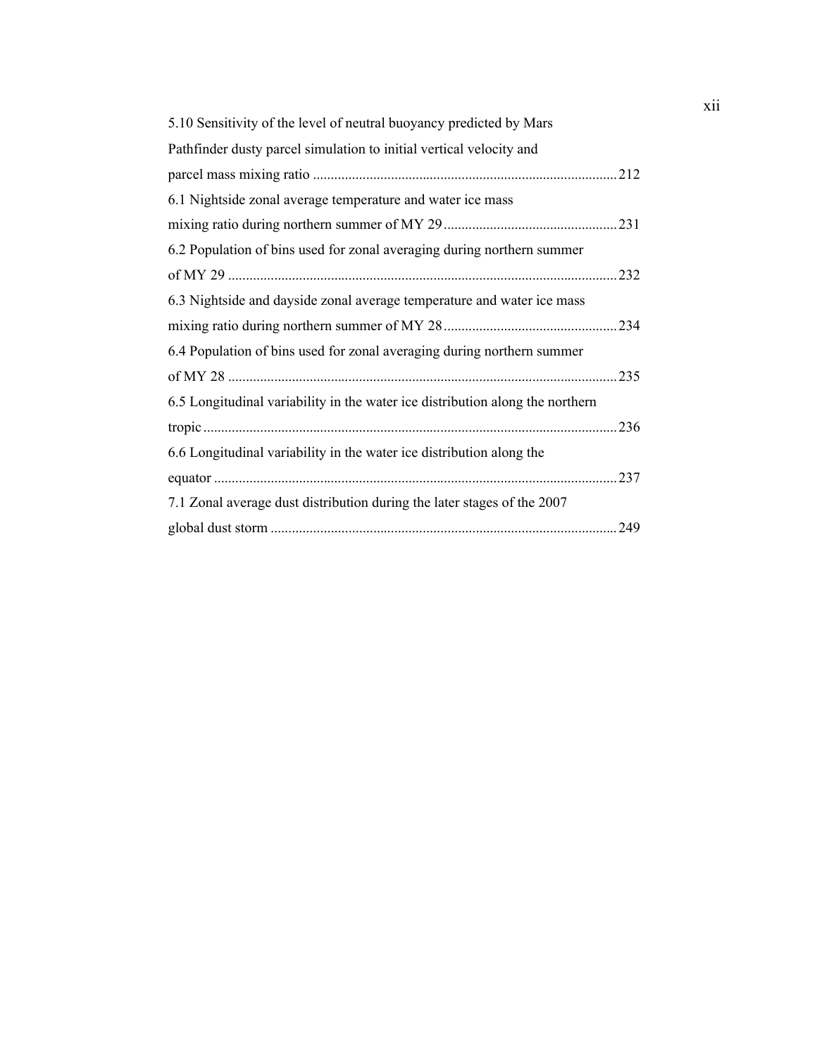5.10 Sensitivity of the level of neutral buoyancy predicted by Mars Pathfinder dusty parcel simulation to initial vertical velocity and parcel mass mixing ratio ..................................................................................... 212

6.1 Nightside zonal average temperature and water ice mass mixing ratio during northern summer of MY 29 ................................................ 231

6.2 Population of bins used for zonal averaging during northern summer of MY 29 ............................................................................................................ 232

6.3 Nightside and dayside zonal average temperature and water ice mass mixing ratio during northern summer of MY 28 ................................................ 234

6.4 Population of bins used for zonal averaging during northern summer of MY 28 ............................................................................................................ 235

6.5 Longitudinal variability in the water ice distribution along the northern tropic .................................................................................................................... 236

6.6 Longitudinal variability in the water ice distribution along the equator ................................................................................................................ 237

7.1 Zonal average dust distribution during the later stages of the 2007 global dust storm ................................................................................................ 249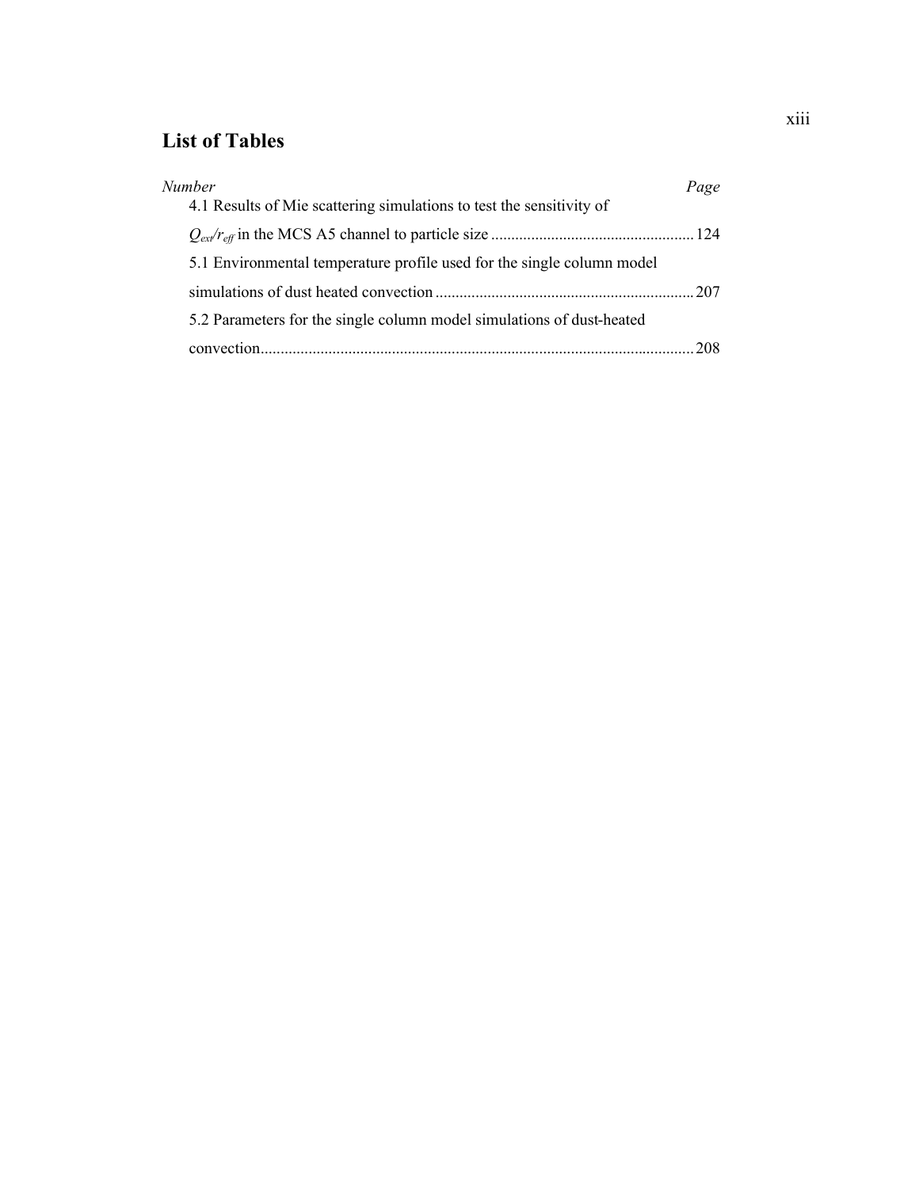## List of Tables

*Number* *Page*

4.1 Results of Mie scattering simulations to test the sensitivity of $Q_{ext}/r_{eff}$ in the MCS A5 channel to particle size .................................................. 124

5.1 Environmental temperature profile used for the single column model simulations of dust heated convection ................................................................ 207

5.2 Parameters for the single column model simulations of dust-heated convection............................................................................................................ 208